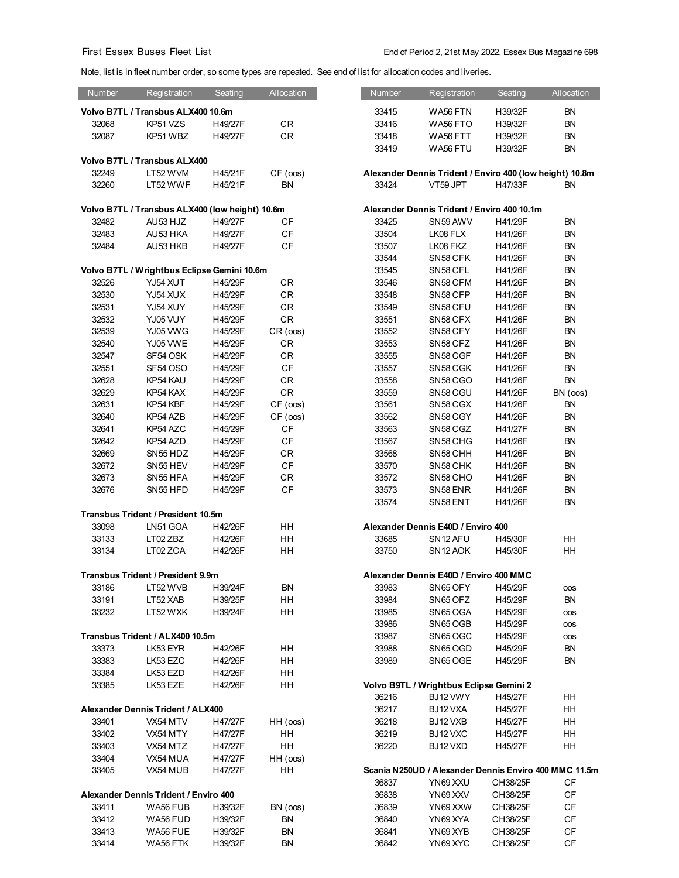First Essex Buses Fleet List

End of Period 2, 21st May 2022, Essex Bus Magazine 698

Note, list is in fleet number order, so some types are repeated. See end of list for allocation codes and liveries.

| Number | Registration | Seating | Allocation |
|---|---|---|---|
| **Volvo B7TL / Transbus ALX400 10.6m** | | | |
| 32068 | KP51 VZS | H49/27F | CR |
| 32087 | KP51 WBZ | H49/27F | CR |
| **Volvo B7TL / Transbus ALX400** | | | |
| 32249 | LT52 WVM | H45/21F | CF (oos) |
| 32260 | LT52 WWF | H45/21F | BN |
| **Volvo B7TL / Transbus ALX400 (low height) 10.6m** | | | |
| 32482 | AU53 HJZ | H49/27F | CF |
| 32483 | AU53 HKA | H49/27F | CF |
| 32484 | AU53 HKB | H49/27F | CF |
| **Volvo B7TL / Wrightbus Eclipse Gemini 10.6m** | | | |
| 32526 | YJ54 XUT | H45/29F | CR |
| 32530 | YJ54 XUX | H45/29F | CR |
| 32531 | YJ54 XUY | H45/29F | CR |
| 32532 | YJ05 VUY | H45/29F | CR |
| 32539 | YJ05 VWG | H45/29F | CR (oos) |
| 32540 | YJ05 VWE | H45/29F | CR |
| 32547 | SF54 OSK | H45/29F | CR |
| 32551 | SF54 OSO | H45/29F | CF |
| 32628 | KP54 KAU | H45/29F | CR |
| 32629 | KP54 KAX | H45/29F | CR |
| 32631 | KP54 KBF | H45/29F | CF (oos) |
| 32640 | KP54 AZB | H45/29F | CF (oos) |
| 32641 | KP54 AZC | H45/29F | CF |
| 32642 | KP54 AZD | H45/29F | CF |
| 32669 | SN55 HDZ | H45/29F | CR |
| 32672 | SN55 HEV | H45/29F | CF |
| 32673 | SN55 HFA | H45/29F | CR |
| 32676 | SN55 HFD | H45/29F | CF |
| **Transbus Trident / President 10.5m** | | | |
| 33098 | LN51 GOA | H42/26F | HH |
| 33133 | LT02 ZBZ | H42/26F | HH |
| 33134 | LT02 ZCA | H42/26F | HH |
| **Transbus Trident / President 9.9m** | | | |
| 33186 | LT52 WVB | H39/24F | BN |
| 33191 | LT52 XAB | H39/25F | HH |
| 33232 | LT52 WXK | H39/24F | HH |
| **Transbus Trident / ALX400 10.5m** | | | |
| 33373 | LK53 EYR | H42/26F | HH |
| 33383 | LK53 EZC | H42/26F | HH |
| 33384 | LK53 EZD | H42/26F | HH |
| 33385 | LK53 EZE | H42/26F | HH |
| **Alexander Dennis Trident / ALX400** | | | |
| 33401 | VX54 MTV | H47/27F | HH (oos) |
| 33402 | VX54 MTY | H47/27F | HH |
| 33403 | VX54 MTZ | H47/27F | HH |
| 33404 | VX54 MUA | H47/27F | HH (oos) |
| 33405 | VX54 MUB | H47/27F | HH |
| **Alexander Dennis Trident / Enviro 400** | | | |
| 33411 | WA56 FUB | H39/32F | BN (oos) |
| 33412 | WA56 FUD | H39/32F | BN |
| 33413 | WA56 FUE | H39/32F | BN |
| 33414 | WA56 FTK | H39/32F | BN |
| 33415 | WA56 FTN | H39/32F | BN |
| 33416 | WA56 FTO | H39/32F | BN |
| 33418 | WA56 FTT | H39/32F | BN |
| 33419 | WA56 FTU | H39/32F | BN |
| **Alexander Dennis Trident / Enviro 400 (low height) 10.8m** | | | |
| 33424 | VT59 JPT | H47/33F | BN |
| **Alexander Dennis Trident / Enviro 400 10.1m** | | | |
| 33425 | SN59 AWV | H41/29F | BN |
| 33504 | LK08 FLX | H41/26F | BN |
| 33507 | LK08 FKZ | H41/26F | BN |
| 33544 | SN58 CFK | H41/26F | BN |
| 33545 | SN58 CFL | H41/26F | BN |
| 33546 | SN58 CFM | H41/26F | BN |
| 33548 | SN58 CFP | H41/26F | BN |
| 33549 | SN58 CFU | H41/26F | BN |
| 33551 | SN58 CFX | H41/26F | BN |
| 33552 | SN58 CFY | H41/26F | BN |
| 33553 | SN58 CFZ | H41/26F | BN |
| 33555 | SN58 CGF | H41/26F | BN |
| 33557 | SN58 CGK | H41/26F | BN |
| 33558 | SN58 CGO | H41/26F | BN |
| 33559 | SN58 CGU | H41/26F | BN (oos) |
| 33561 | SN58 CGX | H41/26F | BN |
| 33562 | SN58 CGY | H41/26F | BN |
| 33563 | SN58 CGZ | H41/27F | BN |
| 33567 | SN58 CHG | H41/26F | BN |
| 33568 | SN58 CHH | H41/26F | BN |
| 33570 | SN58 CHK | H41/26F | BN |
| 33572 | SN58 CHO | H41/26F | BN |
| 33573 | SN58 ENR | H41/26F | BN |
| 33574 | SN58 ENT | H41/26F | BN |
| **Alexander Dennis E40D / Enviro 400** | | | |
| 33685 | SN12 AFU | H45/30F | HH |
| 33750 | SN12 AOK | H45/30F | HH |
| **Alexander Dennis E40D / Enviro 400 MMC** | | | |
| 33983 | SN65 OFY | H45/29F | oos |
| 33984 | SN65 OFZ | H45/29F | BN |
| 33985 | SN65 OGA | H45/29F | oos |
| 33986 | SN65 OGB | H45/29F | oos |
| 33987 | SN65 OGC | H45/29F | oos |
| 33988 | SN65 OGD | H45/29F | BN |
| 33989 | SN65 OGE | H45/29F | BN |
| **Volvo B9TL / Wrightbus Eclipse Gemini 2** | | | |
| 36216 | BJ12 VWY | H45/27F | HH |
| 36217 | BJ12 VXA | H45/27F | HH |
| 36218 | BJ12 VXB | H45/27F | HH |
| 36219 | BJ12 VXC | H45/27F | HH |
| 36220 | BJ12 VXD | H45/27F | HH |
| **Scania N250UD / Alexander Dennis Enviro 400 MMC 11.5m** | | | |
| 36837 | YN69 XXU | CH38/25F | CF |
| 36838 | YN69 XXV | CH38/25F | CF |
| 36839 | YN69 XXW | CH38/25F | CF |
| 36840 | YN69 XYA | CH38/25F | CF |
| 36841 | YN69 XYB | CH38/25F | CF |
| 36842 | YN69 XYC | CH38/25F | CF |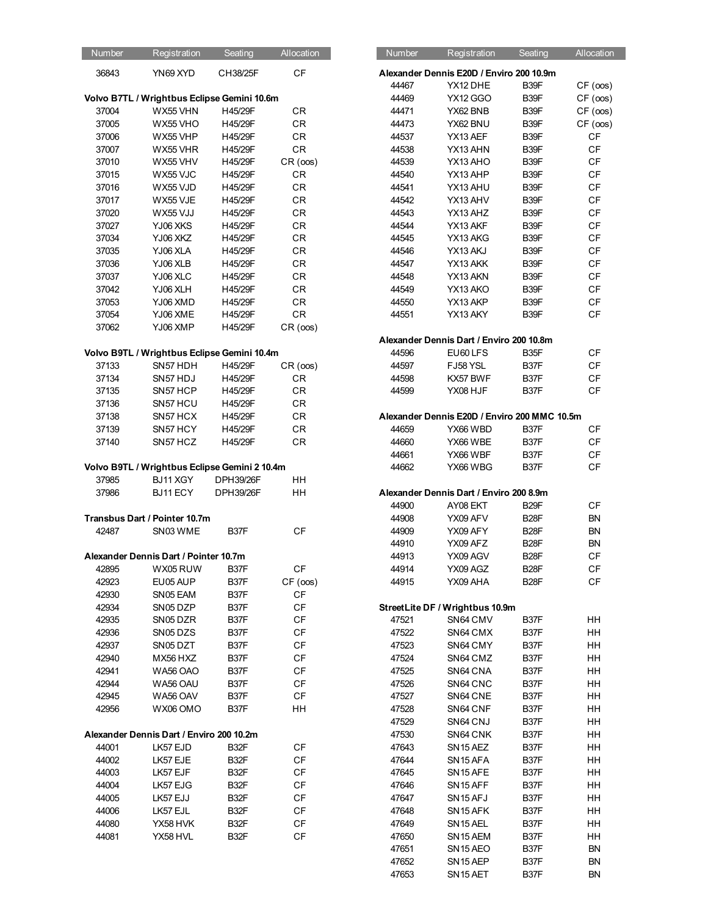| Number | Registration | Seating | Allocation |
|---|---|---|---|
| 36843 | YN69 XYD | CH38/25F | CF |
| **Volvo B7TL / Wrightbus Eclipse Gemini 10.6m** | | | |
| 37004 | WX55 VHN | H45/29F | CR |
| 37005 | WX55 VHO | H45/29F | CR |
| 37006 | WX55 VHP | H45/29F | CR |
| 37007 | WX55 VHR | H45/29F | CR |
| 37010 | WX55 VHV | H45/29F | CR (oos) |
| 37015 | WX55 VJC | H45/29F | CR |
| 37016 | WX55 VJD | H45/29F | CR |
| 37017 | WX55 VJE | H45/29F | CR |
| 37020 | WX55 VJJ | H45/29F | CR |
| 37027 | YJ06 XKS | H45/29F | CR |
| 37034 | YJ06 XKZ | H45/29F | CR |
| 37035 | YJ06 XLA | H45/29F | CR |
| 37036 | YJ06 XLB | H45/29F | CR |
| 37037 | YJ06 XLC | H45/29F | CR |
| 37042 | YJ06 XLH | H45/29F | CR |
| 37053 | YJ06 XMD | H45/29F | CR |
| 37054 | YJ06 XME | H45/29F | CR |
| 37062 | YJ06 XMP | H45/29F | CR (oos) |
| **Volvo B9TL / Wrightbus Eclipse Gemini 10.4m** | | | |
| 37133 | SN57 HDH | H45/29F | CR (oos) |
| 37134 | SN57 HDJ | H45/29F | CR |
| 37135 | SN57 HCP | H45/29F | CR |
| 37136 | SN57 HCU | H45/29F | CR |
| 37138 | SN57 HCX | H45/29F | CR |
| 37139 | SN57 HCY | H45/29F | CR |
| 37140 | SN57 HCZ | H45/29F | CR |
| **Volvo B9TL / Wrightbus Eclipse Gemini 2 10.4m** | | | |
| 37985 | BJ11 XGY | DPH39/26F | HH |
| 37986 | BJ11 ECY | DPH39/26F | HH |
| **Transbus Dart / Pointer 10.7m** | | | |
| 42487 | SN03 WME | B37F | CF |
| **Alexander Dennis Dart / Pointer 10.7m** | | | |
| 42895 | WX05 RUW | B37F | CF |
| 42923 | EU05 AUP | B37F | CF (oos) |
| 42930 | SN05 EAM | B37F | CF |
| 42934 | SN05 DZP | B37F | CF |
| 42935 | SN05 DZR | B37F | CF |
| 42936 | SN05 DZS | B37F | CF |
| 42937 | SN05 DZT | B37F | CF |
| 42940 | MX56 HXZ | B37F | CF |
| 42941 | WA56 OAO | B37F | CF |
| 42944 | WA56 OAU | B37F | CF |
| 42945 | WA56 OAV | B37F | CF |
| 42956 | WX06 OMO | B37F | HH |
| **Alexander Dennis Dart / Enviro 200 10.2m** | | | |
| 44001 | LK57 EJD | B32F | CF |
| 44002 | LK57 EJE | B32F | CF |
| 44003 | LK57 EJF | B32F | CF |
| 44004 | LK57 EJG | B32F | CF |
| 44005 | LK57 EJJ | B32F | CF |
| 44006 | LK57 EJL | B32F | CF |
| 44080 | YX58 HVK | B32F | CF |
| 44081 | YX58 HVL | B32F | CF |

| Number | Registration | Seating | Allocation |
|---|---|---|---|
| **Alexander Dennis E20D / Enviro 200 10.9m** | | | |
| 44467 | YX12 DHE | B39F | CF (oos) |
| 44469 | YX12 GGO | B39F | CF (oos) |
| 44471 | YX62 BNB | B39F | CF (oos) |
| 44473 | YX62 BNU | B39F | CF (oos) |
| 44537 | YX13 AEF | B39F | CF |
| 44538 | YX13 AHN | B39F | CF |
| 44539 | YX13 AHO | B39F | CF |
| 44540 | YX13 AHP | B39F | CF |
| 44541 | YX13 AHU | B39F | CF |
| 44542 | YX13 AHV | B39F | CF |
| 44543 | YX13 AHZ | B39F | CF |
| 44544 | YX13 AKF | B39F | CF |
| 44545 | YX13 AKG | B39F | CF |
| 44546 | YX13 AKJ | B39F | CF |
| 44547 | YX13 AKK | B39F | CF |
| 44548 | YX13 AKN | B39F | CF |
| 44549 | YX13 AKO | B39F | CF |
| 44550 | YX13 AKP | B39F | CF |
| 44551 | YX13 AKY | B39F | CF |
| **Alexander Dennis Dart / Enviro 200 10.8m** | | | |
| 44596 | EU60 LFS | B35F | CF |
| 44597 | FJ58 YSL | B37F | CF |
| 44598 | KX57 BWF | B37F | CF |
| 44599 | YX08 HJF | B37F | CF |
| **Alexander Dennis E20D / Enviro 200 MMC 10.5m** | | | |
| 44659 | YX66 WBD | B37F | CF |
| 44660 | YX66 WBE | B37F | CF |
| 44661 | YX66 WBF | B37F | CF |
| 44662 | YX66 WBG | B37F | CF |
| **Alexander Dennis Dart / Enviro 200 8.9m** | | | |
| 44900 | AY08 EKT | B29F | CF |
| 44908 | YX09 AFV | B28F | BN |
| 44909 | YX09 AFY | B28F | BN |
| 44910 | YX09 AFZ | B28F | BN |
| 44913 | YX09 AGV | B28F | CF |
| 44914 | YX09 AGZ | B28F | CF |
| 44915 | YX09 AHA | B28F | CF |
| **StreetLite DF / Wrightbus 10.9m** | | | |
| 47521 | SN64 CMV | B37F | HH |
| 47522 | SN64 CMX | B37F | HH |
| 47523 | SN64 CMY | B37F | HH |
| 47524 | SN64 CMZ | B37F | HH |
| 47525 | SN64 CNA | B37F | HH |
| 47526 | SN64 CNC | B37F | HH |
| 47527 | SN64 CNE | B37F | HH |
| 47528 | SN64 CNF | B37F | HH |
| 47529 | SN64 CNJ | B37F | HH |
| 47530 | SN64 CNK | B37F | HH |
| 47643 | SN15 AEZ | B37F | HH |
| 47644 | SN15 AFA | B37F | HH |
| 47645 | SN15 AFE | B37F | HH |
| 47646 | SN15 AFF | B37F | HH |
| 47647 | SN15 AFJ | B37F | HH |
| 47648 | SN15 AFK | B37F | HH |
| 47649 | SN15 AEL | B37F | HH |
| 47650 | SN15 AEM | B37F | HH |
| 47651 | SN15 AEO | B37F | BN |
| 47652 | SN15 AEP | B37F | BN |
| 47653 | SN15 AET | B37F | BN |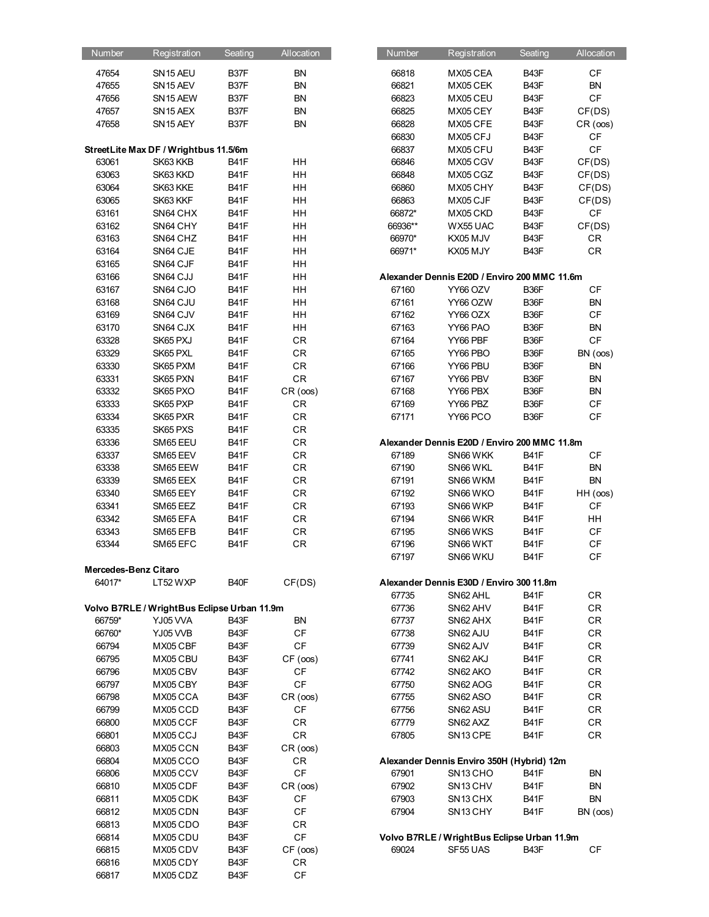| Number | Registration | Seating | Allocation |
|---|---|---|---|
| 47654 | SN15 AEU | B37F | BN |
| 47655 | SN15 AEV | B37F | BN |
| 47656 | SN15 AEW | B37F | BN |
| 47657 | SN15 AEX | B37F | BN |
| 47658 | SN15 AEY | B37F | BN |

**StreetLite Max DF / Wrightbus 11.5/6m**

| Number | Registration | Seating | Allocation |
|---|---|---|---|
| 63061 | SK63 KKB | B41F | HH |
| 63063 | SK63 KKD | B41F | HH |
| 63064 | SK63 KKE | B41F | HH |
| 63065 | SK63 KKF | B41F | HH |
| 63161 | SN64 CHX | B41F | HH |
| 63162 | SN64 CHY | B41F | HH |
| 63163 | SN64 CHZ | B41F | HH |
| 63164 | SN64 CJE | B41F | HH |
| 63165 | SN64 CJF | B41F | HH |
| 63166 | SN64 CJJ | B41F | HH |
| 63167 | SN64 CJO | B41F | HH |
| 63168 | SN64 CJU | B41F | HH |
| 63169 | SN64 CJV | B41F | HH |
| 63170 | SN64 CJX | B41F | HH |
| 63328 | SK65 PXJ | B41F | CR |
| 63329 | SK65 PXL | B41F | CR |
| 63330 | SK65 PXM | B41F | CR |
| 63331 | SK65 PXN | B41F | CR |
| 63332 | SK65 PXO | B41F | CR (oos) |
| 63333 | SK65 PXP | B41F | CR |
| 63334 | SK65 PXR | B41F | CR |
| 63335 | SK65 PXS | B41F | CR |
| 63336 | SM65 EEU | B41F | CR |
| 63337 | SM65 EEV | B41F | CR |
| 63338 | SM65 EEW | B41F | CR |
| 63339 | SM65 EEX | B41F | CR |
| 63340 | SM65 EEY | B41F | CR |
| 63341 | SM65 EEZ | B41F | CR |
| 63342 | SM65 EFA | B41F | CR |
| 63343 | SM65 EFB | B41F | CR |
| 63344 | SM65 EFC | B41F | CR |

**Mercedes-Benz Citaro**

| Number | Registration | Seating | Allocation |
|---|---|---|---|
| 64017* | LT52 WXP | B40F | CF(DS) |

**Volvo B7RLE / WrightBus Eclipse Urban 11.9m**

| Number | Registration | Seating | Allocation |
|---|---|---|---|
| 66759* | YJ05 VVA | B43F | BN |
| 66760* | YJ05 VVB | B43F | CF |
| 66794 | MX05 CBF | B43F | CF |
| 66795 | MX05 CBU | B43F | CF (oos) |
| 66796 | MX05 CBV | B43F | CF |
| 66797 | MX05 CBY | B43F | CF |
| 66798 | MX05 CCA | B43F | CR (oos) |
| 66799 | MX05 CCD | B43F | CF |
| 66800 | MX05 CCF | B43F | CR |
| 66801 | MX05 CCJ | B43F | CR |
| 66803 | MX05 CCN | B43F | CR (oos) |
| 66804 | MX05 CCO | B43F | CR |
| 66806 | MX05 CCV | B43F | CF |
| 66810 | MX05 CDF | B43F | CR (oos) |
| 66811 | MX05 CDK | B43F | CF |
| 66812 | MX05 CDN | B43F | CF |
| 66813 | MX05 CDO | B43F | CR |
| 66814 | MX05 CDU | B43F | CF |
| 66815 | MX05 CDV | B43F | CF (oos) |
| 66816 | MX05 CDY | B43F | CR |
| 66817 | MX05 CDZ | B43F | CF |
| 66818 | MX05 CEA | B43F | CF |
| 66821 | MX05 CEK | B43F | BN |
| 66823 | MX05 CEU | B43F | CF |
| 66825 | MX05 CEY | B43F | CF(DS) |
| 66828 | MX05 CFE | B43F | CR (oos) |
| 66830 | MX05 CFJ | B43F | CF |
| 66837 | MX05 CFU | B43F | CF |
| 66846 | MX05 CGV | B43F | CF(DS) |
| 66848 | MX05 CGZ | B43F | CF(DS) |
| 66860 | MX05 CHY | B43F | CF(DS) |
| 66863 | MX05 CJF | B43F | CF(DS) |
| 66872* | MX05 CKD | B43F | CF |
| 66936** | WX55 UAC | B43F | CF(DS) |
| 66970* | KX05 MJV | B43F | CR |
| 66971* | KX05 MJY | B43F | CR |

**Alexander Dennis E20D / Enviro 200 MMC 11.6m**

| Number | Registration | Seating | Allocation |
|---|---|---|---|
| 67160 | YY66 OZV | B36F | CF |
| 67161 | YY66 OZW | B36F | BN |
| 67162 | YY66 OZX | B36F | CF |
| 67163 | YY66 PAO | B36F | BN |
| 67164 | YY66 PBF | B36F | CF |
| 67165 | YY66 PBO | B36F | BN (oos) |
| 67166 | YY66 PBU | B36F | BN |
| 67167 | YY66 PBV | B36F | BN |
| 67168 | YY66 PBX | B36F | BN |
| 67169 | YY66 PBZ | B36F | CF |
| 67171 | YY66 PCO | B36F | CF |

**Alexander Dennis E20D / Enviro 200 MMC 11.8m**

| Number | Registration | Seating | Allocation |
|---|---|---|---|
| 67189 | SN66 WKK | B41F | CF |
| 67190 | SN66 WKL | B41F | BN |
| 67191 | SN66 WKM | B41F | BN |
| 67192 | SN66 WKO | B41F | HH (oos) |
| 67193 | SN66 WKP | B41F | CF |
| 67194 | SN66 WKR | B41F | HH |
| 67195 | SN66 WKS | B41F | CF |
| 67196 | SN66 WKT | B41F | CF |
| 67197 | SN66 WKU | B41F | CF |

**Alexander Dennis E30D / Enviro 300 11.8m**

| Number | Registration | Seating | Allocation |
|---|---|---|---|
| 67735 | SN62 AHL | B41F | CR |
| 67736 | SN62 AHV | B41F | CR |
| 67737 | SN62 AHX | B41F | CR |
| 67738 | SN62 AJU | B41F | CR |
| 67739 | SN62 AJV | B41F | CR |
| 67741 | SN62 AKJ | B41F | CR |
| 67742 | SN62 AKO | B41F | CR |
| 67750 | SN62 AOG | B41F | CR |
| 67755 | SN62 ASO | B41F | CR |
| 67756 | SN62 ASU | B41F | CR |
| 67779 | SN62 AXZ | B41F | CR |
| 67805 | SN13 CPE | B41F | CR |

**Alexander Dennis Enviro 350H (Hybrid) 12m**

| Number | Registration | Seating | Allocation |
|---|---|---|---|
| 67901 | SN13 CHO | B41F | BN |
| 67902 | SN13 CHV | B41F | BN |
| 67903 | SN13 CHX | B41F | BN |
| 67904 | SN13 CHY | B41F | BN (oos) |

**Volvo B7RLE / WrightBus Eclipse Urban 11.9m**

| Number | Registration | Seating | Allocation |
|---|---|---|---|
| 69024 | SF55 UAS | B43F | CF |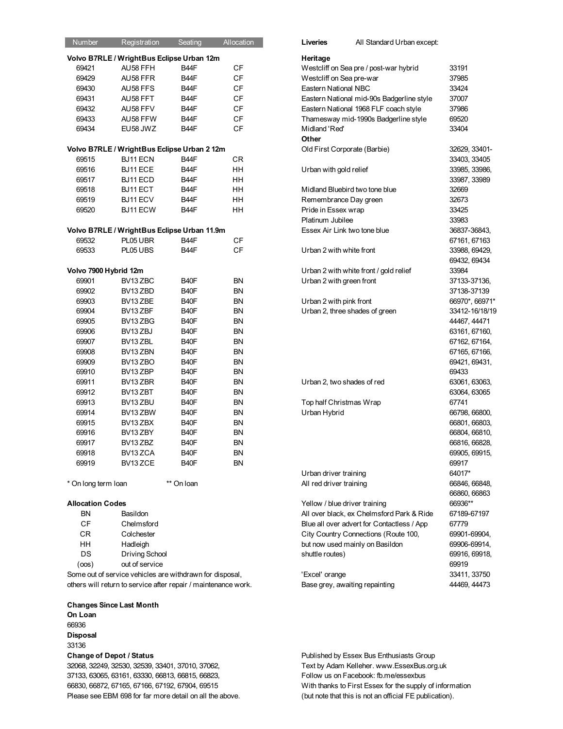| Number | Registration | Seating | Allocation |
|---|---|---|---|
| **Volvo B7RLE / WrightBus Eclipse Urban 12m** | | | |
| 69421 | AU58 FFH | B44F | CF |
| 69429 | AU58 FFR | B44F | CF |
| 69430 | AU58 FFS | B44F | CF |
| 69431 | AU58 FFT | B44F | CF |
| 69432 | AU58 FFV | B44F | CF |
| 69433 | AU58 FFW | B44F | CF |
| 69434 | EU58 JWZ | B44F | CF |
| **Volvo B7RLE / WrightBus Eclipse Urban 2 12m** | | | |
| 69515 | BJ11 ECN | B44F | CR |
| 69516 | BJ11 ECE | B44F | HH |
| 69517 | BJ11 ECD | B44F | HH |
| 69518 | BJ11 ECT | B44F | HH |
| 69519 | BJ11 ECV | B44F | HH |
| 69520 | BJ11 ECW | B44F | HH |
| **Volvo B7RLE / WrightBus Eclipse Urban 11.9m** | | | |
| 69532 | PL05 UBR | B44F | CF |
| 69533 | PL05 UBS | B44F | CF |
| **Volvo 7900 Hybrid 12m** | | | |
| 69901 | BV13 ZBC | B40F | BN |
| 69902 | BV13 ZBD | B40F | BN |
| 69903 | BV13 ZBE | B40F | BN |
| 69904 | BV13 ZBF | B40F | BN |
| 69905 | BV13 ZBG | B40F | BN |
| 69906 | BV13 ZBJ | B40F | BN |
| 69907 | BV13 ZBL | B40F | BN |
| 69908 | BV13 ZBN | B40F | BN |
| 69909 | BV13 ZBO | B40F | BN |
| 69910 | BV13 ZBP | B40F | BN |
| 69911 | BV13 ZBR | B40F | BN |
| 69912 | BV13 ZBT | B40F | BN |
| 69913 | BV13 ZBU | B40F | BN |
| 69914 | BV13 ZBW | B40F | BN |
| 69915 | BV13 ZBX | B40F | BN |
| 69916 | BV13 ZBY | B40F | BN |
| 69917 | BV13 ZBZ | B40F | BN |
| 69918 | BV13 ZCA | B40F | BN |
| 69919 | BV13 ZCE | B40F | BN |

\* On long term loan　　** On loan

**Allocation Codes**

| | |
|---|---|
| BN | Basildon |
| CF | Chelmsford |
| CR | Colchester |
| HH | Hadleigh |
| DS | Driving School |
| (oos) | out of service |

Some out of service vehicles are withdrawn for disposal, others will return to service after repair / maintenance work.

**Changes Since Last Month**

**On Loan**

66936

**Disposal**

33136

**Change of Depot / Status**

32068, 32249, 32530, 32539, 33401, 37010, 37062, 37133, 63065, 63161, 63330, 66813, 66815, 66823, 66830, 66872, 67165, 67166, 67192, 67904, 69515

Please see EBM 698 for far more detail on all the above.

**Liveries**　All Standard Urban except:

| | |
|---|---|
| **Heritage** | |
| Westcliff on Sea pre / post-war hybrid | 33191 |
| Westcliff on Sea pre-war | 37985 |
| Eastern National NBC | 33424 |
| Eastern National mid-90s Badgerline style | 37007 |
| Eastern National 1968 FLF coach style | 37986 |
| Thamesway mid-1990s Badgerline style | 69520 |
| Midland 'Red' | 33404 |
| **Other** | |
| Old First Corporate (Barbie) | 32629, 33401-33403, 33405 |
| Urban with gold relief | 33985, 33986, 33987, 33989 |
| Midland Bluebird two tone blue | 32669 |
| Remembrance Day green | 32673 |
| Pride in Essex wrap | 33425 |
| Platinum Jubilee | 33983 |
| Essex Air Link two tone blue | 36837-36843, 67161, 67163 |
| Urban 2 with white front | 33988, 69429, 69432, 69434 |
| Urban 2 with white front / gold relief | 33984 |
| Urban 2 with green front | 37133-37136, 37138-37139 |
| Urban 2 with pink front | 66970*, 66971* |
| Urban 2, three shades of green | 33412-16/18/19 44467, 44471 63161, 67160, 67162, 67164, 67165, 67166, 69421, 69431, 69433 |
| Urban 2, two shades of red | 63061, 63063, 63064, 63065 |
| Top half Christmas Wrap | 67741 |
| Urban Hybrid | 66798, 66800, 66801, 66803, 66804, 66810, 66816, 66828, 69905, 69915, 69917 |
| Urban driver training | 64017* |
| All red driver training | 66846, 66848, 66860, 66863 |
| Yellow / blue driver training | 66936** |
| All over black, ex Chelmsford Park & Ride | 67189-67197 |
| Blue all over advert for Contactless / App | 67779 |
| City Country Connections (Route 100, but now used mainly on Basildon shuttle routes) | 69901-69904, 69906-69914, 69916, 69918, 69919 |
| 'Excel' orange | 33411, 33750 |
| Base grey, awaiting repainting | 44469, 44473 |

Published by Essex Bus Enthusiasts Group
Text by Adam Kelleher. www.EssexBus.org.uk
Follow us on Facebook: fb.me/essexbus
With thanks to First Essex for the supply of information
(but note that this is not an official FE publication).